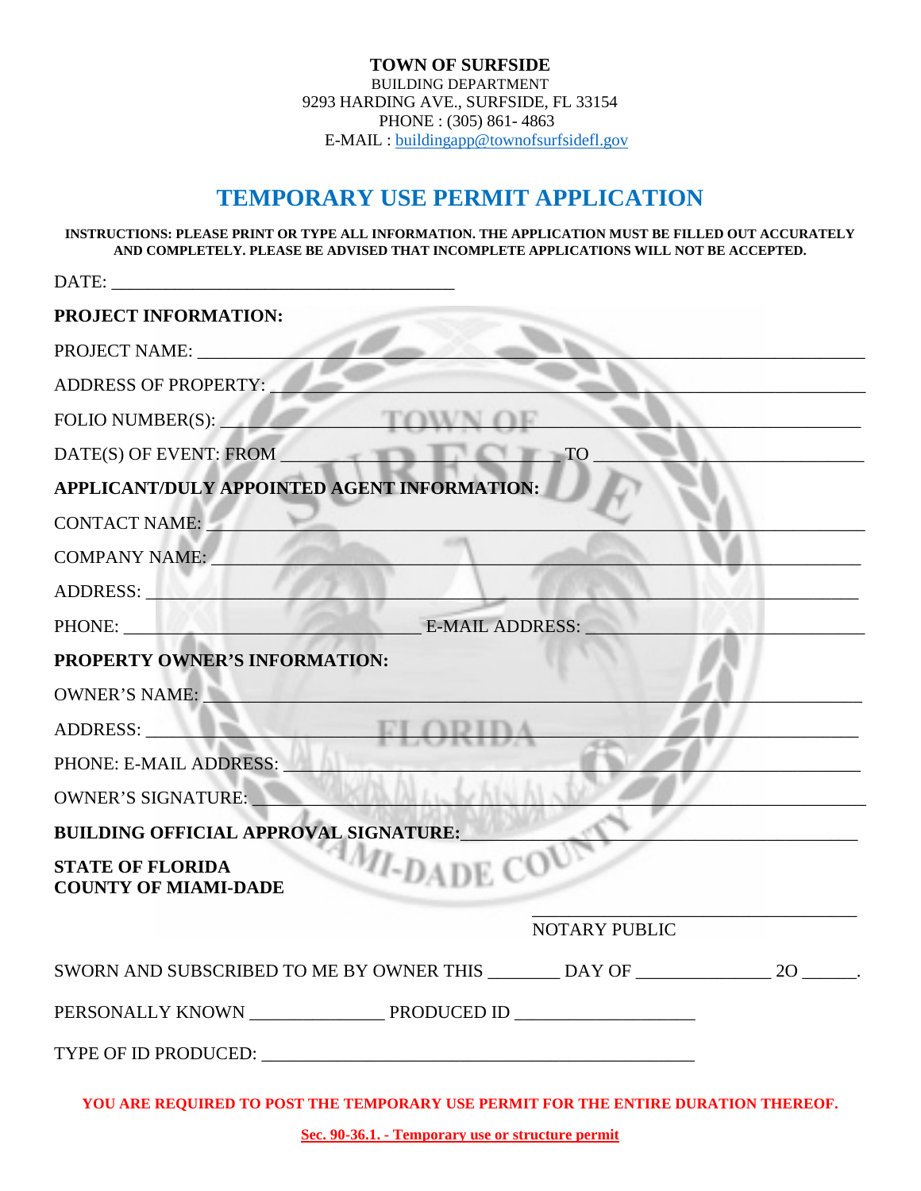**TOWN OF SURFSIDE**
BUILDING DEPARTMENT
9293 HARDING AVE., SURFSIDE, FL 33154
PHONE : (305) 861- 4863
E-MAIL : buildingapp@townofsurfsidefl.gov

# TEMPORARY USE PERMIT APPLICATION

**INSTRUCTIONS: PLEASE PRINT OR TYPE ALL INFORMATION. THE APPLICATION MUST BE FILLED OUT ACCURATELY AND COMPLETELY. PLEASE BE ADVISED THAT INCOMPLETE APPLICATIONS WILL NOT BE ACCEPTED.**

DATE: ______________________________________

**PROJECT INFORMATION:**

PROJECT NAME: ______________________________________

ADDRESS OF PROPERTY: ______________________________________

FOLIO NUMBER(S): ______________________________________

DATE(S) OF EVENT: FROM ____________________ TO ____________________

**APPLICANT/DULY APPOINTED AGENT INFORMATION:**

CONTACT NAME: ______________________________________

COMPANY NAME: ______________________________________

ADDRESS: ______________________________________

PHONE: ____________________ E-MAIL ADDRESS: ____________________

**PROPERTY OWNER'S INFORMATION:**

OWNER'S NAME: ______________________________________

ADDRESS: ______________________________________

PHONE: E-MAIL ADDRESS: ______________________________________

OWNER'S SIGNATURE: ______________________________________

**BUILDING OFFICIAL APPROVAL SIGNATURE:** ______________________________________

**STATE OF FLORIDA**
**COUNTY OF MIAMI-DADE**

______________________________
NOTARY PUBLIC

SWORN AND SUBSCRIBED TO ME BY OWNER THIS ________ DAY OF ______________ 2O ______.

PERSONALLY KNOWN ______________ PRODUCED ID ____________________

TYPE OF ID PRODUCED: ______________________________________

**YOU ARE REQUIRED TO POST THE TEMPORARY USE PERMIT FOR THE ENTIRE DURATION THEREOF.**

**Sec. 90-36.1. - Temporary use or structure permit**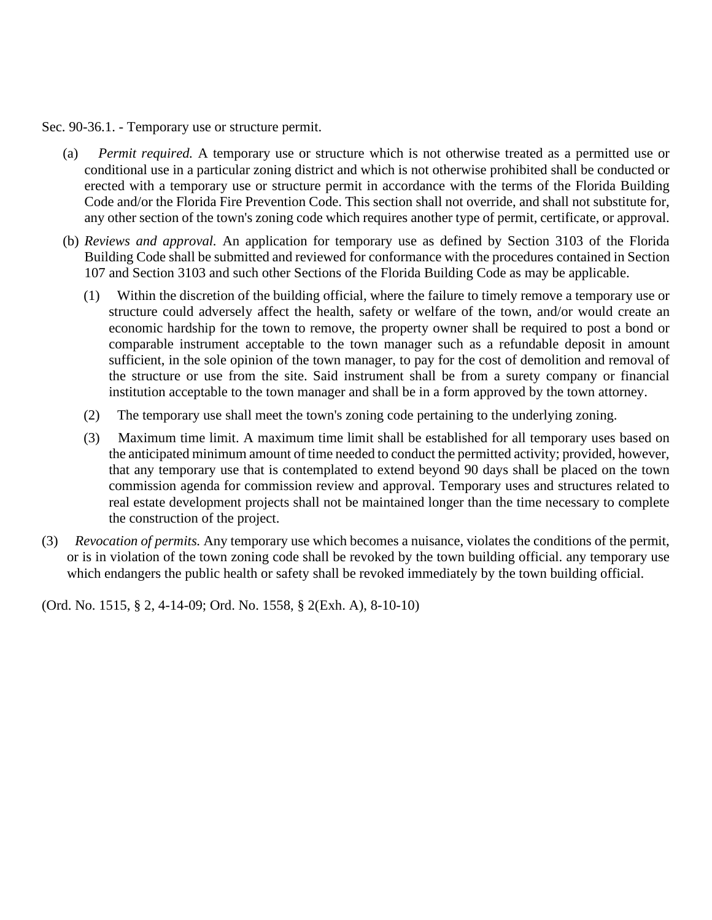Sec. 90-36.1. - Temporary use or structure permit.

(a) *Permit required.* A temporary use or structure which is not otherwise treated as a permitted use or conditional use in a particular zoning district and which is not otherwise prohibited shall be conducted or erected with a temporary use or structure permit in accordance with the terms of the Florida Building Code and/or the Florida Fire Prevention Code. This section shall not override, and shall not substitute for, any other section of the town's zoning code which requires another type of permit, certificate, or approval.

(b) *Reviews and approval.* An application for temporary use as defined by Section 3103 of the Florida Building Code shall be submitted and reviewed for conformance with the procedures contained in Section 107 and Section 3103 and such other Sections of the Florida Building Code as may be applicable.

(1) Within the discretion of the building official, where the failure to timely remove a temporary use or structure could adversely affect the health, safety or welfare of the town, and/or would create an economic hardship for the town to remove, the property owner shall be required to post a bond or comparable instrument acceptable to the town manager such as a refundable deposit in amount sufficient, in the sole opinion of the town manager, to pay for the cost of demolition and removal of the structure or use from the site. Said instrument shall be from a surety company or financial institution acceptable to the town manager and shall be in a form approved by the town attorney.

(2) The temporary use shall meet the town's zoning code pertaining to the underlying zoning.

(3) Maximum time limit. A maximum time limit shall be established for all temporary uses based on the anticipated minimum amount of time needed to conduct the permitted activity; provided, however, that any temporary use that is contemplated to extend beyond 90 days shall be placed on the town commission agenda for commission review and approval. Temporary uses and structures related to real estate development projects shall not be maintained longer than the time necessary to complete the construction of the project.

(3) *Revocation of permits.* Any temporary use which becomes a nuisance, violates the conditions of the permit, or is in violation of the town zoning code shall be revoked by the town building official. any temporary use which endangers the public health or safety shall be revoked immediately by the town building official.

(Ord. No. 1515, § 2, 4-14-09; Ord. No. 1558, § 2(Exh. A), 8-10-10)